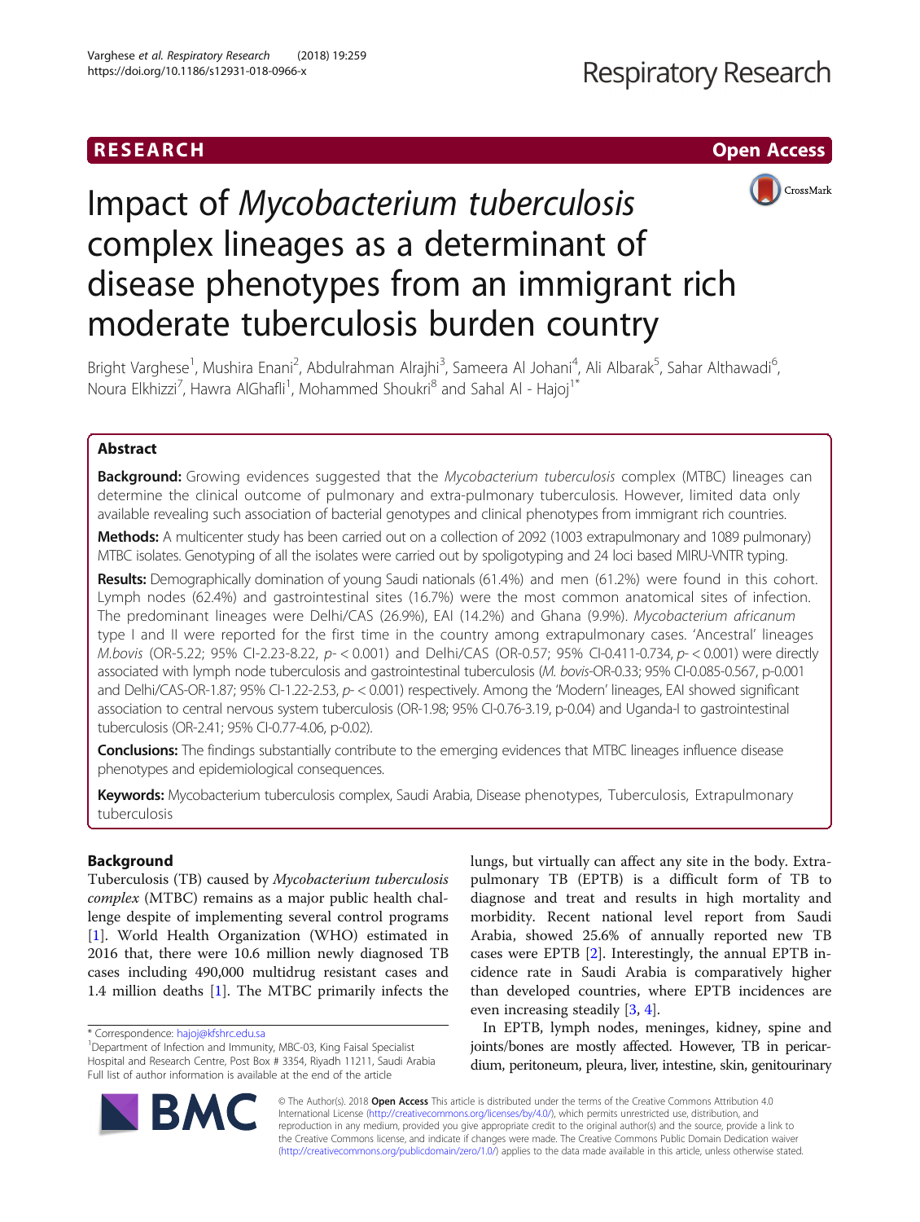RESEARCH

Open Access

# Impact of *Mycobacterium tuberculosis* complex lineages as a determinant of disease phenotypes from an immigrant rich moderate tuberculosis burden country

Bright Varghese[1], Mushira Enani[2], Abdulrahman Alrajhi[3], Sameera Al Johani[4], Ali Albarak[5], Sahar Althawadi[6], Noura Elkhizzi[7], Hawra AlGhafli[1], Mohammed Shoukri[8] and Sahal Al - Hajoj[1*]

## Abstract

**Background:** Growing evidences suggested that the *Mycobacterium tuberculosis* complex (MTBC) lineages can determine the clinical outcome of pulmonary and extra-pulmonary tuberculosis. However, limited data only available revealing such association of bacterial genotypes and clinical phenotypes from immigrant rich countries.

**Methods:** A multicenter study has been carried out on a collection of 2092 (1003 extrapulmonary and 1089 pulmonary) MTBC isolates. Genotyping of all the isolates were carried out by spoligotyping and 24 loci based MIRU-VNTR typing.

**Results:** Demographically domination of young Saudi nationals (61.4%) and men (61.2%) were found in this cohort. Lymph nodes (62.4%) and gastrointestinal sites (16.7%) were the most common anatomical sites of infection. The predominant lineages were Delhi/CAS (26.9%), EAI (14.2%) and Ghana (9.9%). *Mycobacterium africanum* type I and II were reported for the first time in the country among extrapulmonary cases. 'Ancestral' lineages *M.bovis* (OR-5.22; 95% CI-2.23-8.22, p- < 0.001) and Delhi/CAS (OR-0.57; 95% CI-0.411-0.734, p- < 0.001) were directly associated with lymph node tuberculosis and gastrointestinal tuberculosis (*M. bovis*-OR-0.33; 95% CI-0.085-0.567, p-0.001 and Delhi/CAS-OR-1.87; 95% CI-1.22-2.53, p- < 0.001) respectively. Among the 'Modern' lineages, EAI showed significant association to central nervous system tuberculosis (OR-1.98; 95% CI-0.76-3.19, p-0.04) and Uganda-I to gastrointestinal tuberculosis (OR-2.41; 95% CI-0.77-4.06, p-0.02).

**Conclusions:** The findings substantially contribute to the emerging evidences that MTBC lineages influence disease phenotypes and epidemiological consequences.

**Keywords:** Mycobacterium tuberculosis complex, Saudi Arabia, Disease phenotypes, Tuberculosis, Extrapulmonary tuberculosis

## Background

Tuberculosis (TB) caused by *Mycobacterium tuberculosis complex* (MTBC) remains as a major public health challenge despite of implementing several control programs [1]. World Health Organization (WHO) estimated in 2016 that, there were 10.6 million newly diagnosed TB cases including 490,000 multidrug resistant cases and 1.4 million deaths [1]. The MTBC primarily infects the lungs, but virtually can affect any site in the body. Extrapulmonary TB (EPTB) is a difficult form of TB to diagnose and treat and results in high mortality and morbidity. Recent national level report from Saudi Arabia, showed 25.6% of annually reported new TB cases were EPTB [2]. Interestingly, the annual EPTB incidence rate in Saudi Arabia is comparatively higher than developed countries, where EPTB incidences are even increasing steadily [3, 4].

In EPTB, lymph nodes, meninges, kidney, spine and joints/bones are mostly affected. However, TB in pericardium, peritoneum, pleura, liver, intestine, skin, genitourinary

\* Correspondence: hajoj@kfshrc.edu.sa
[1]Department of Infection and Immunity, MBC-03, King Faisal Specialist Hospital and Research Centre, Post Box # 3354, Riyadh 11211, Saudi Arabia
Full list of author information is available at the end of the article

© The Author(s). 2018 **Open Access** This article is distributed under the terms of the Creative Commons Attribution 4.0 International License (http://creativecommons.org/licenses/by/4.0/), which permits unrestricted use, distribution, and reproduction in any medium, provided you give appropriate credit to the original author(s) and the source, provide a link to the Creative Commons license, and indicate if changes were made. The Creative Commons Public Domain Dedication waiver (http://creativecommons.org/publicdomain/zero/1.0/) applies to the data made available in this article, unless otherwise stated.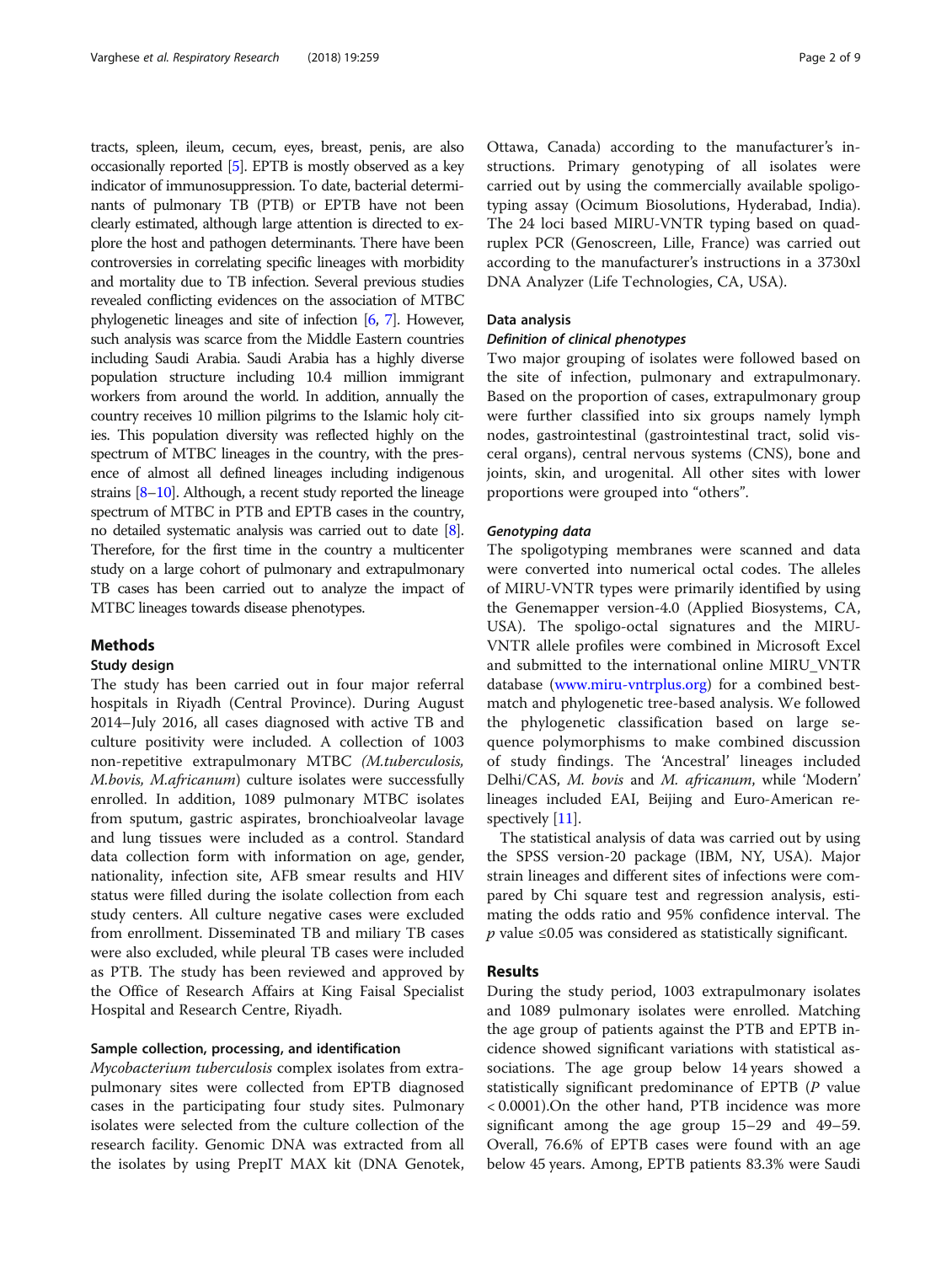tracts, spleen, ileum, cecum, eyes, breast, penis, are also occasionally reported [5]. EPTB is mostly observed as a key indicator of immunosuppression. To date, bacterial determinants of pulmonary TB (PTB) or EPTB have not been clearly estimated, although large attention is directed to explore the host and pathogen determinants. There have been controversies in correlating specific lineages with morbidity and mortality due to TB infection. Several previous studies revealed conflicting evidences on the association of MTBC phylogenetic lineages and site of infection [6, 7]. However, such analysis was scarce from the Middle Eastern countries including Saudi Arabia. Saudi Arabia has a highly diverse population structure including 10.4 million immigrant workers from around the world. In addition, annually the country receives 10 million pilgrims to the Islamic holy cities. This population diversity was reflected highly on the spectrum of MTBC lineages in the country, with the presence of almost all defined lineages including indigenous strains [8–10]. Although, a recent study reported the lineage spectrum of MTBC in PTB and EPTB cases in the country, no detailed systematic analysis was carried out to date [8]. Therefore, for the first time in the country a multicenter study on a large cohort of pulmonary and extrapulmonary TB cases has been carried out to analyze the impact of MTBC lineages towards disease phenotypes.

## Methods

### Study design

The study has been carried out in four major referral hospitals in Riyadh (Central Province). During August 2014–July 2016, all cases diagnosed with active TB and culture positivity were included. A collection of 1003 non-repetitive extrapulmonary MTBC *(M.tuberculosis, M.bovis, M.africanum)* culture isolates were successfully enrolled. In addition, 1089 pulmonary MTBC isolates from sputum, gastric aspirates, bronchioalveolar lavage and lung tissues were included as a control. Standard data collection form with information on age, gender, nationality, infection site, AFB smear results and HIV status were filled during the isolate collection from each study centers. All culture negative cases were excluded from enrollment. Disseminated TB and miliary TB cases were also excluded, while pleural TB cases were included as PTB. The study has been reviewed and approved by the Office of Research Affairs at King Faisal Specialist Hospital and Research Centre, Riyadh.

### Sample collection, processing, and identification

*Mycobacterium tuberculosis* complex isolates from extrapulmonary sites were collected from EPTB diagnosed cases in the participating four study sites. Pulmonary isolates were selected from the culture collection of the research facility. Genomic DNA was extracted from all the isolates by using PrepIT MAX kit (DNA Genotek, Ottawa, Canada) according to the manufacturer's instructions. Primary genotyping of all isolates were carried out by using the commercially available spoligotyping assay (Ocimum Biosolutions, Hyderabad, India). The 24 loci based MIRU-VNTR typing based on quadruplex PCR (Genoscreen, Lille, France) was carried out according to the manufacturer's instructions in a 3730xl DNA Analyzer (Life Technologies, CA, USA).

### Data analysis

#### Definition of clinical phenotypes

Two major grouping of isolates were followed based on the site of infection, pulmonary and extrapulmonary. Based on the proportion of cases, extrapulmonary group were further classified into six groups namely lymph nodes, gastrointestinal (gastrointestinal tract, solid visceral organs), central nervous systems (CNS), bone and joints, skin, and urogenital. All other sites with lower proportions were grouped into "others".

#### Genotyping data

The spoligotyping membranes were scanned and data were converted into numerical octal codes. The alleles of MIRU-VNTR types were primarily identified by using the Genemapper version-4.0 (Applied Biosystems, CA, USA). The spoligo-octal signatures and the MIRU-VNTR allele profiles were combined in Microsoft Excel and submitted to the international online MIRU_VNTR database (www.miru-vntrplus.org) for a combined best-match and phylogenetic tree-based analysis. We followed the phylogenetic classification based on large sequence polymorphisms to make combined discussion of study findings. The 'Ancestral' lineages included Delhi/CAS, *M. bovis* and *M. africanum*, while 'Modern' lineages included EAI, Beijing and Euro-American respectively [11].

The statistical analysis of data was carried out by using the SPSS version-20 package (IBM, NY, USA). Major strain lineages and different sites of infections were compared by Chi square test and regression analysis, estimating the odds ratio and 95% confidence interval. The $p$ value $\leq 0.05$ was considered as statistically significant.

## Results

During the study period, 1003 extrapulmonary isolates and 1089 pulmonary isolates were enrolled. Matching the age group of patients against the PTB and EPTB incidence showed significant variations with statistical associations. The age group below 14 years showed a statistically significant predominance of EPTB ($P$ value $< 0.0001$).On the other hand, PTB incidence was more significant among the age group 15–29 and 49–59. Overall, 76.6% of EPTB cases were found with an age below 45 years. Among, EPTB patients 83.3% were Saudi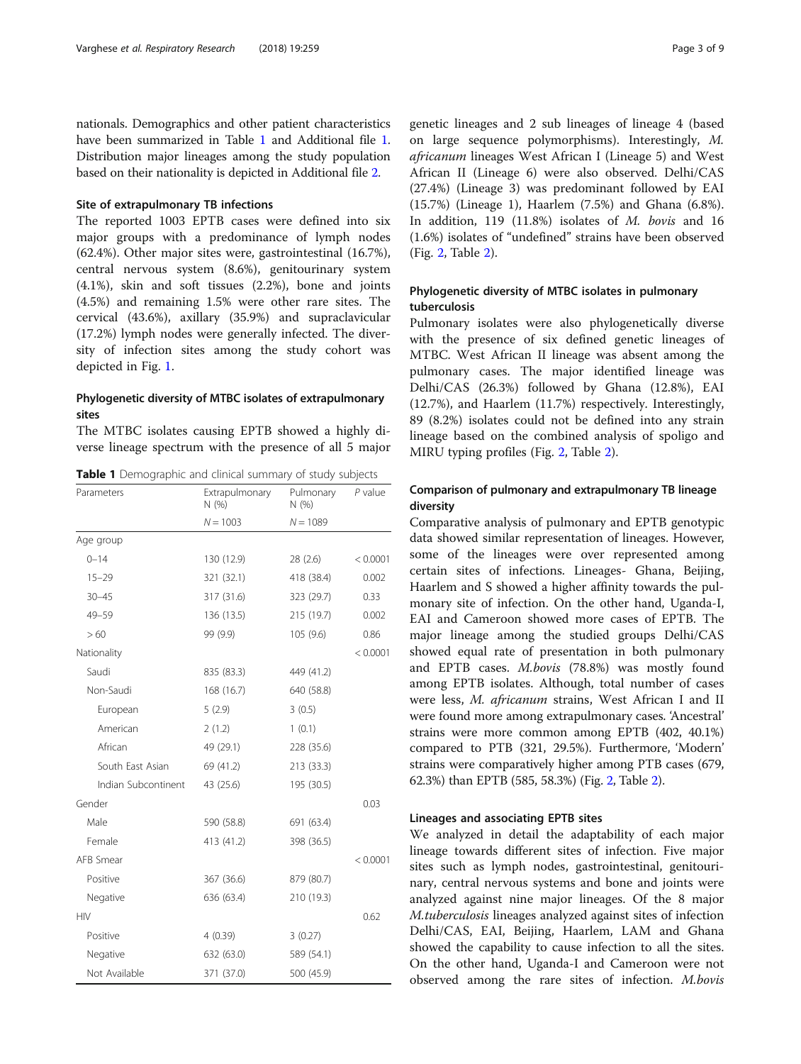nationals. Demographics and other patient characteristics have been summarized in Table 1 and Additional file 1. Distribution major lineages among the study population based on their nationality is depicted in Additional file 2.

### Site of extrapulmonary TB infections

The reported 1003 EPTB cases were defined into six major groups with a predominance of lymph nodes (62.4%). Other major sites were, gastrointestinal (16.7%), central nervous system (8.6%), genitourinary system (4.1%), skin and soft tissues (2.2%), bone and joints (4.5%) and remaining 1.5% were other rare sites. The cervical (43.6%), axillary (35.9%) and supraclavicular (17.2%) lymph nodes were generally infected. The diversity of infection sites among the study cohort was depicted in Fig. 1.

### Phylogenetic diversity of MTBC isolates of extrapulmonary sites

The MTBC isolates causing EPTB showed a highly diverse lineage spectrum with the presence of all 5 major genetic lineages and 2 sub lineages of lineage 4 (based on large sequence polymorphisms). Interestingly, *M. africanum* lineages West African I (Lineage 5) and West African II (Lineage 6) were also observed. Delhi/CAS (27.4%) (Lineage 3) was predominant followed by EAI (15.7%) (Lineage 1), Haarlem (7.5%) and Ghana (6.8%). In addition, 119 (11.8%) isolates of *M. bovis* and 16 (1.6%) isolates of "undefined" strains have been observed (Fig. 2, Table 2).

**Table 1** Demographic and clinical summary of study subjects

| Parameters | Extrapulmonary N (%) | Pulmonary N (%) | *P* value |
|---|---|---|---|
| | *N* = 1003 | *N* = 1089 | |
| Age group | | | |
| 0–14 | 130 (12.9) | 28 (2.6) | < 0.0001 |
| 15–29 | 321 (32.1) | 418 (38.4) | 0.002 |
| 30–45 | 317 (31.6) | 323 (29.7) | 0.33 |
| 49–59 | 136 (13.5) | 215 (19.7) | 0.002 |
| > 60 | 99 (9.9) | 105 (9.6) | 0.86 |
| Nationality | | | < 0.0001 |
| Saudi | 835 (83.3) | 449 (41.2) | |
| Non-Saudi | 168 (16.7) | 640 (58.8) | |
| European | 5 (2.9) | 3 (0.5) | |
| American | 2 (1.2) | 1 (0.1) | |
| African | 49 (29.1) | 228 (35.6) | |
| South East Asian | 69 (41.2) | 213 (33.3) | |
| Indian Subcontinent | 43 (25.6) | 195 (30.5) | |
| Gender | | | 0.03 |
| Male | 590 (58.8) | 691 (63.4) | |
| Female | 413 (41.2) | 398 (36.5) | |
| AFB Smear | | | < 0.0001 |
| Positive | 367 (36.6) | 879 (80.7) | |
| Negative | 636 (63.4) | 210 (19.3) | |
| HIV | | | 0.62 |
| Positive | 4 (0.39) | 3 (0.27) | |
| Negative | 632 (63.0) | 589 (54.1) | |
| Not Available | 371 (37.0) | 500 (45.9) | |

### Phylogenetic diversity of MTBC isolates in pulmonary tuberculosis

Pulmonary isolates were also phylogenetically diverse with the presence of six defined genetic lineages of MTBC. West African II lineage was absent among the pulmonary cases. The major identified lineage was Delhi/CAS (26.3%) followed by Ghana (12.8%), EAI (12.7%), and Haarlem (11.7%) respectively. Interestingly, 89 (8.2%) isolates could not be defined into any strain lineage based on the combined analysis of spoligo and MIRU typing profiles (Fig. 2, Table 2).

### Comparison of pulmonary and extrapulmonary TB lineage diversity

Comparative analysis of pulmonary and EPTB genotypic data showed similar representation of lineages. However, some of the lineages were over represented among certain sites of infections. Lineages- Ghana, Beijing, Haarlem and S showed a higher affinity towards the pulmonary site of infection. On the other hand, Uganda-I, EAI and Cameroon showed more cases of EPTB. The major lineage among the studied groups Delhi/CAS showed equal rate of presentation in both pulmonary and EPTB cases. *M.bovis* (78.8%) was mostly found among EPTB isolates. Although, total number of cases were less, *M. africanum* strains, West African I and II were found more among extrapulmonary cases. 'Ancestral' strains were more common among EPTB (402, 40.1%) compared to PTB (321, 29.5%). Furthermore, 'Modern' strains were comparatively higher among PTB cases (679, 62.3%) than EPTB (585, 58.3%) (Fig. 2, Table 2).

### Lineages and associating EPTB sites

We analyzed in detail the adaptability of each major lineage towards different sites of infection. Five major sites such as lymph nodes, gastrointestinal, genitourinary, central nervous systems and bone and joints were analyzed against nine major lineages. Of the 8 major *M.tuberculosis* lineages analyzed against sites of infection Delhi/CAS, EAI, Beijing, Haarlem, LAM and Ghana showed the capability to cause infection to all the sites. On the other hand, Uganda-I and Cameroon were not observed among the rare sites of infection. *M.bovis*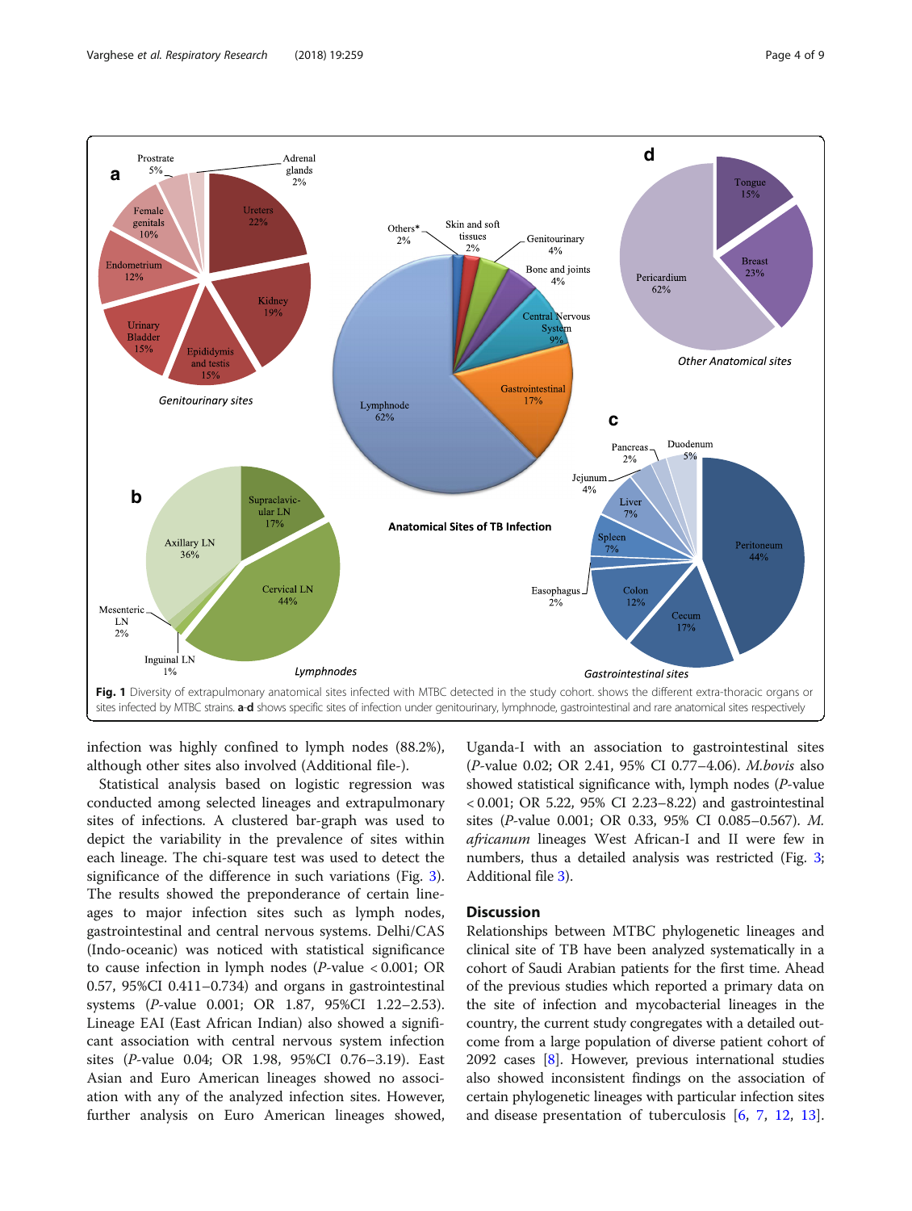**Fig. 1** Diversity of extrapulmonary anatomical sites infected with MTBC detected in the study cohort. shows the different extra-thoracic organs or sites infected by MTBC strains. **a**-**d** shows specific sites of infection under genitourinary, lymphnode, gastrointestinal and rare anatomical sites respectively

infection was highly confined to lymph nodes (88.2%), although other sites also involved (Additional file-).

Statistical analysis based on logistic regression was conducted among selected lineages and extrapulmonary sites of infections. A clustered bar-graph was used to depict the variability in the prevalence of sites within each lineage. The chi-square test was used to detect the significance of the difference in such variations (Fig. 3). The results showed the preponderance of certain lineages to major infection sites such as lymph nodes, gastrointestinal and central nervous systems. Delhi/CAS (Indo-oceanic) was noticed with statistical significance to cause infection in lymph nodes (*P*-value < 0.001; OR 0.57, 95%CI 0.411–0.734) and organs in gastrointestinal systems (*P*-value 0.001; OR 1.87, 95%CI 1.22–2.53). Lineage EAI (East African Indian) also showed a significant association with central nervous system infection sites (*P*-value 0.04; OR 1.98, 95%CI 0.76–3.19). East Asian and Euro American lineages showed no association with any of the analyzed infection sites. However, further analysis on Euro American lineages showed, Uganda-I with an association to gastrointestinal sites (*P*-value 0.02; OR 2.41, 95% CI 0.77–4.06). *M.bovis* also showed statistical significance with, lymph nodes (*P*-value < 0.001; OR 5.22, 95% CI 2.23–8.22) and gastrointestinal sites (*P*-value 0.001; OR 0.33, 95% CI 0.085–0.567). *M. africanum* lineages West African-I and II were few in numbers, thus a detailed analysis was restricted (Fig. 3; Additional file 3).

## Discussion

Relationships between MTBC phylogenetic lineages and clinical site of TB have been analyzed systematically in a cohort of Saudi Arabian patients for the first time. Ahead of the previous studies which reported a primary data on the site of infection and mycobacterial lineages in the country, the current study congregates with a detailed outcome from a large population of diverse patient cohort of 2092 cases [8]. However, previous international studies also showed inconsistent findings on the association of certain phylogenetic lineages with particular infection sites and disease presentation of tuberculosis [6, 7, 12, 13].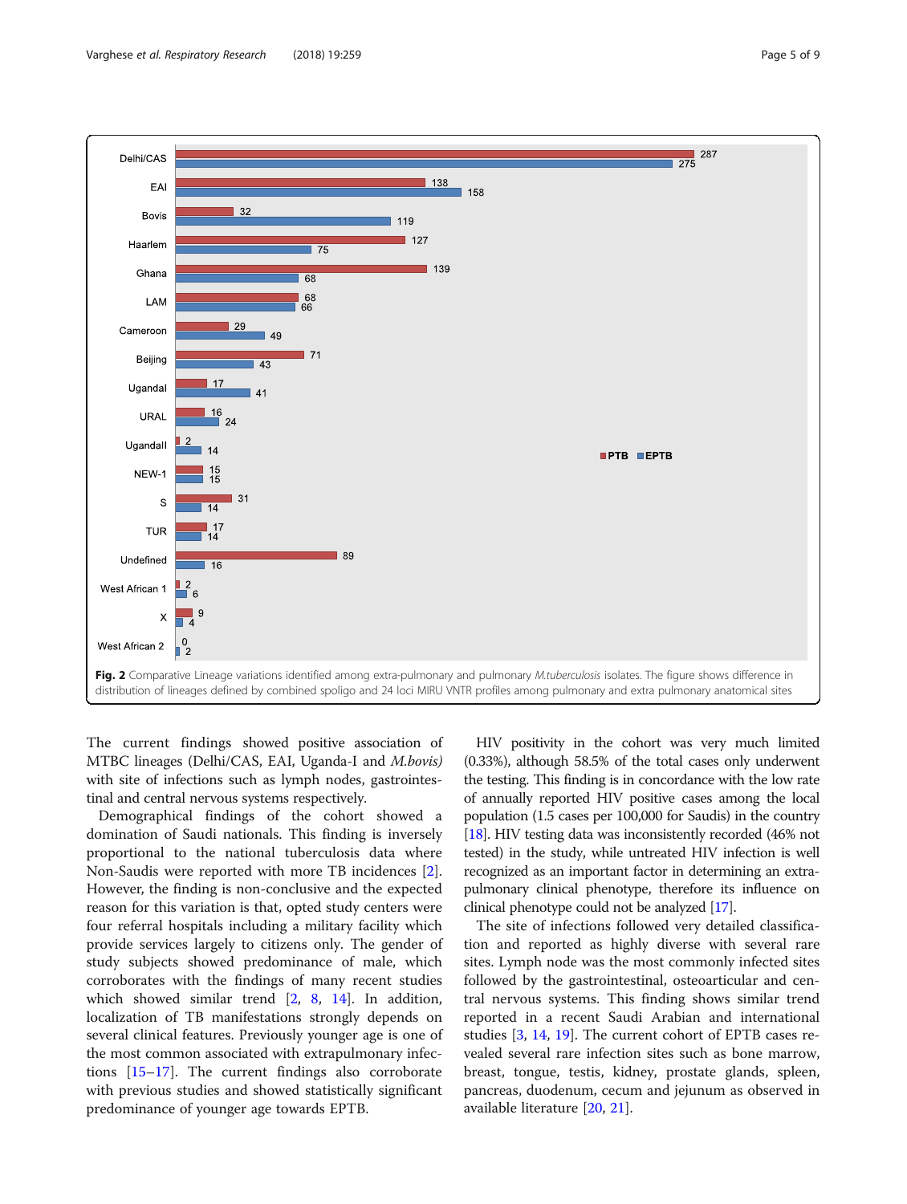**Fig. 2** Comparative Lineage variations identified among extra-pulmonary and pulmonary *M.tuberculosis* isolates. The figure shows difference in distribution of lineages defined by combined spoligo and 24 loci MIRU VNTR profiles among pulmonary and extra pulmonary anatomical sites

The current findings showed positive association of MTBC lineages (Delhi/CAS, EAI, Uganda-I and *M.bovis)* with site of infections such as lymph nodes, gastrointestinal and central nervous systems respectively.

Demographical findings of the cohort showed a domination of Saudi nationals. This finding is inversely proportional to the national tuberculosis data where Non-Saudis were reported with more TB incidences [2]. However, the finding is non-conclusive and the expected reason for this variation is that, opted study centers were four referral hospitals including a military facility which provide services largely to citizens only. The gender of study subjects showed predominance of male, which corroborates with the findings of many recent studies which showed similar trend [2, 8, 14]. In addition, localization of TB manifestations strongly depends on several clinical features. Previously younger age is one of the most common associated with extrapulmonary infections [15–17]. The current findings also corroborate with previous studies and showed statistically significant predominance of younger age towards EPTB.

HIV positivity in the cohort was very much limited (0.33%), although 58.5% of the total cases only underwent the testing. This finding is in concordance with the low rate of annually reported HIV positive cases among the local population (1.5 cases per 100,000 for Saudis) in the country [18]. HIV testing data was inconsistently recorded (46% not tested) in the study, while untreated HIV infection is well recognized as an important factor in determining an extrapulmonary clinical phenotype, therefore its influence on clinical phenotype could not be analyzed [17].

The site of infections followed very detailed classification and reported as highly diverse with several rare sites. Lymph node was the most commonly infected sites followed by the gastrointestinal, osteoarticular and central nervous systems. This finding shows similar trend reported in a recent Saudi Arabian and international studies [3, 14, 19]. The current cohort of EPTB cases revealed several rare infection sites such as bone marrow, breast, tongue, testis, kidney, prostate glands, spleen, pancreas, duodenum, cecum and jejunum as observed in available literature [20, 21].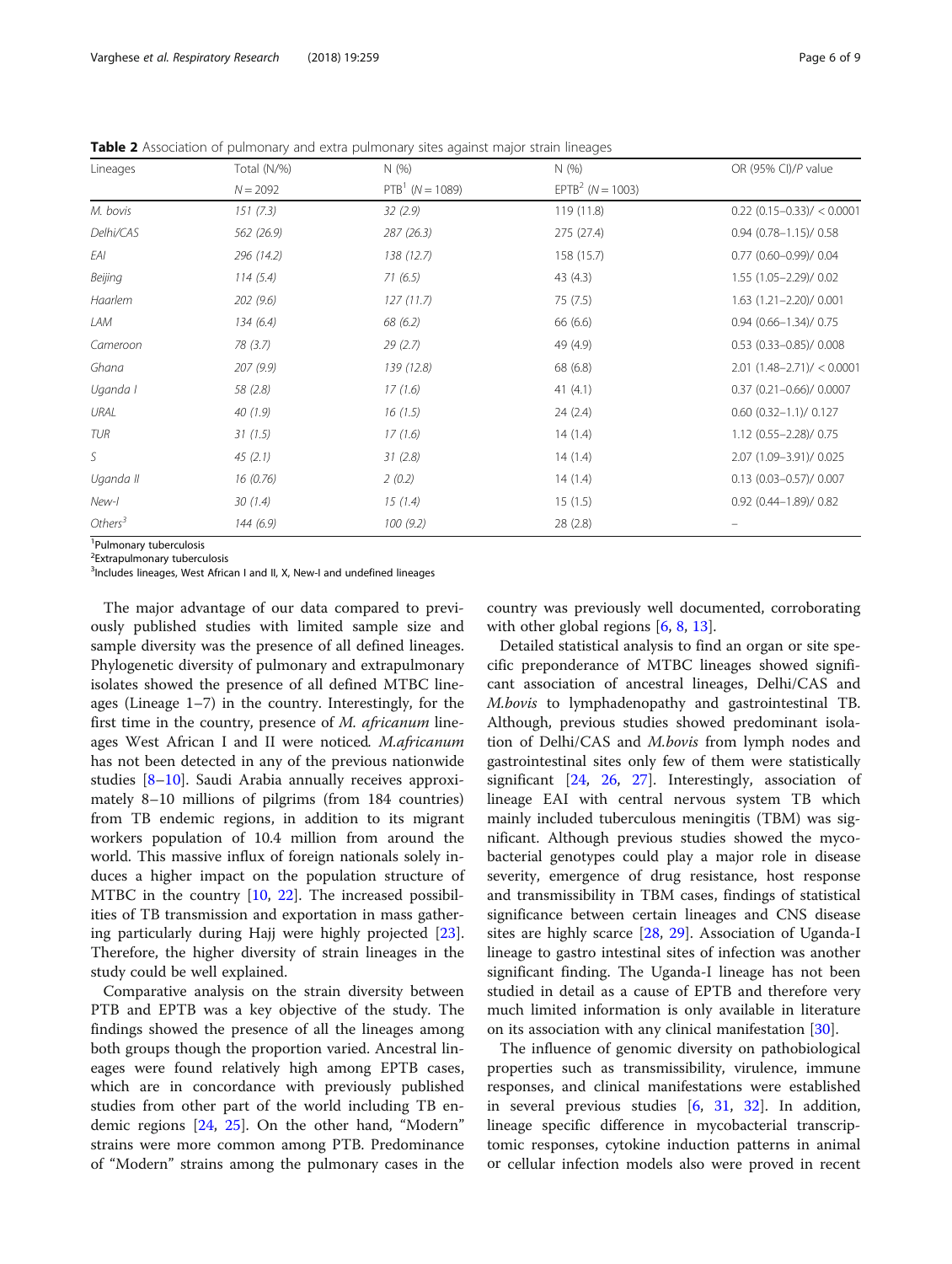**Table 2** Association of pulmonary and extra pulmonary sites against major strain lineages

| Lineages | Total (N/%) | N (%) | N (%) | OR (95% CI)/P value |
|---|---|---|---|---|
| | N = 2092 | PTB[1] (N = 1089) | EPTB[2] (N = 1003) | |
| *M. bovis* | *151 (7.3)* | *32 (2.9)* | 119 (11.8) | 0.22 (0.15–0.33)/ < 0.0001 |
| *Delhi/CAS* | *562 (26.9)* | *287 (26.3)* | 275 (27.4) | 0.94 (0.78–1.15)/ 0.58 |
| *EAI* | *296 (14.2)* | *138 (12.7)* | 158 (15.7) | 0.77 (0.60–0.99)/ 0.04 |
| *Beijing* | *114 (5.4)* | *71 (6.5)* | 43 (4.3) | 1.55 (1.05–2.29)/ 0.02 |
| *Haarlem* | *202 (9.6)* | *127 (11.7)* | 75 (7.5) | 1.63 (1.21–2.20)/ 0.001 |
| *LAM* | *134 (6.4)* | *68 (6.2)* | 66 (6.6) | 0.94 (0.66–1.34)/ 0.75 |
| *Cameroon* | *78 (3.7)* | *29 (2.7)* | 49 (4.9) | 0.53 (0.33–0.85)/ 0.008 |
| *Ghana* | *207 (9.9)* | *139 (12.8)* | 68 (6.8) | 2.01 (1.48–2.71)/ < 0.0001 |
| *Uganda I* | *58 (2.8)* | *17 (1.6)* | 41 (4.1) | 0.37 (0.21–0.66)/ 0.0007 |
| *URAL* | *40 (1.9)* | *16 (1.5)* | 24 (2.4) | 0.60 (0.32–1.1)/ 0.127 |
| *TUR* | *31 (1.5)* | *17 (1.6)* | 14 (1.4) | 1.12 (0.55–2.28)/ 0.75 |
| *S* | *45 (2.1)* | *31 (2.8)* | 14 (1.4) | 2.07 (1.09–3.91)/ 0.025 |
| *Uganda II* | *16 (0.76)* | *2 (0.2)* | 14 (1.4) | 0.13 (0.03–0.57)/ 0.007 |
| *New-I* | *30 (1.4)* | *15 (1.4)* | 15 (1.5) | 0.92 (0.44–1.89)/ 0.82 |
| *Others[3]* | *144 (6.9)* | *100 (9.2)* | 28 (2.8) | – |

[1]Pulmonary tuberculosis
[2]Extrapulmonary tuberculosis
[3]Includes lineages, West African I and II, X, New-I and undefined lineages

The major advantage of our data compared to previously published studies with limited sample size and sample diversity was the presence of all defined lineages. Phylogenetic diversity of pulmonary and extrapulmonary isolates showed the presence of all defined MTBC lineages (Lineage 1–7) in the country. Interestingly, for the first time in the country, presence of *M. africanum* lineages West African I and II were noticed. *M.africanum* has not been detected in any of the previous nationwide studies [8–10]. Saudi Arabia annually receives approximately 8–10 millions of pilgrims (from 184 countries) from TB endemic regions, in addition to its migrant workers population of 10.4 million from around the world. This massive influx of foreign nationals solely induces a higher impact on the population structure of MTBC in the country [10, 22]. The increased possibilities of TB transmission and exportation in mass gathering particularly during Hajj were highly projected [23]. Therefore, the higher diversity of strain lineages in the study could be well explained.

Comparative analysis on the strain diversity between PTB and EPTB was a key objective of the study. The findings showed the presence of all the lineages among both groups though the proportion varied. Ancestral lineages were found relatively high among EPTB cases, which are in concordance with previously published studies from other part of the world including TB endemic regions [24, 25]. On the other hand, "Modern" strains were more common among PTB. Predominance of "Modern" strains among the pulmonary cases in the country was previously well documented, corroborating with other global regions [6, 8, 13].

Detailed statistical analysis to find an organ or site specific preponderance of MTBC lineages showed significant association of ancestral lineages, Delhi/CAS and *M.bovis* to lymphadenopathy and gastrointestinal TB. Although, previous studies showed predominant isolation of Delhi/CAS and *M.bovis* from lymph nodes and gastrointestinal sites only few of them were statistically significant [24, 26, 27]. Interestingly, association of lineage EAI with central nervous system TB which mainly included tuberculous meningitis (TBM) was significant. Although previous studies showed the mycobacterial genotypes could play a major role in disease severity, emergence of drug resistance, host response and transmissibility in TBM cases, findings of statistical significance between certain lineages and CNS disease sites are highly scarce [28, 29]. Association of Uganda-I lineage to gastro intestinal sites of infection was another significant finding. The Uganda-I lineage has not been studied in detail as a cause of EPTB and therefore very much limited information is only available in literature on its association with any clinical manifestation [30].

The influence of genomic diversity on pathobiological properties such as transmissibility, virulence, immune responses, and clinical manifestations were established in several previous studies [6, 31, 32]. In addition, lineage specific difference in mycobacterial transcriptomic responses, cytokine induction patterns in animal or cellular infection models also were proved in recent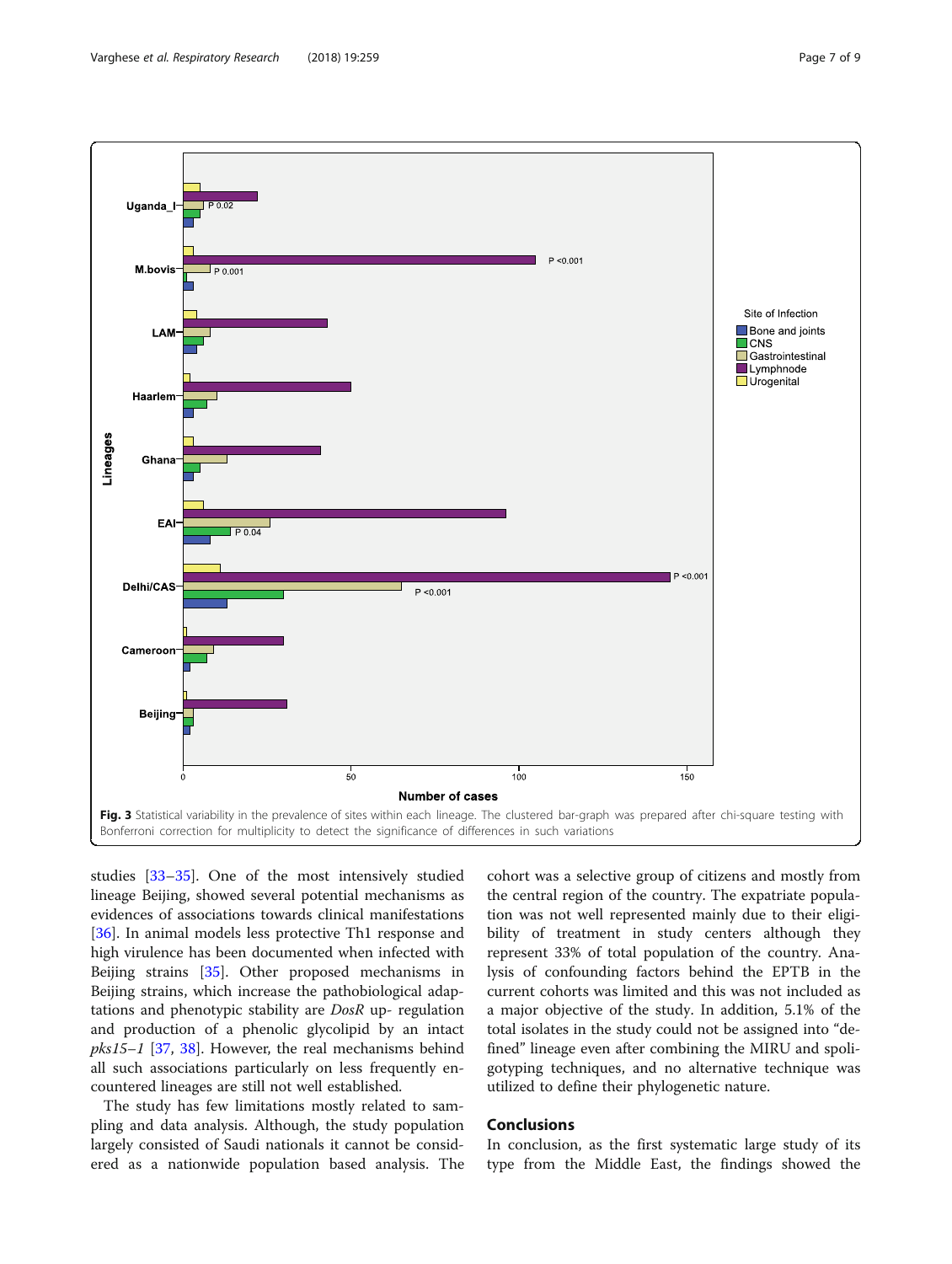Fig. 3 Statistical variability in the prevalence of sites within each lineage. The clustered bar-graph was prepared after chi-square testing with Bonferroni correction for multiplicity to detect the significance of differences in such variations

studies [33–35]. One of the most intensively studied lineage Beijing, showed several potential mechanisms as evidences of associations towards clinical manifestations [36]. In animal models less protective Th1 response and high virulence has been documented when infected with Beijing strains [35]. Other proposed mechanisms in Beijing strains, which increase the pathobiological adaptations and phenotypic stability are *DosR* up- regulation and production of a phenolic glycolipid by an intact *pks15–1* [37, 38]. However, the real mechanisms behind all such associations particularly on less frequently encountered lineages are still not well established.

The study has few limitations mostly related to sampling and data analysis. Although, the study population largely consisted of Saudi nationals it cannot be considered as a nationwide population based analysis. The cohort was a selective group of citizens and mostly from the central region of the country. The expatriate population was not well represented mainly due to their eligibility of treatment in study centers although they represent 33% of total population of the country. Analysis of confounding factors behind the EPTB in the current cohorts was limited and this was not included as a major objective of the study. In addition, 5.1% of the total isolates in the study could not be assigned into "defined" lineage even after combining the MIRU and spoligotyping techniques, and no alternative technique was utilized to define their phylogenetic nature.

## Conclusions

In conclusion, as the first systematic large study of its type from the Middle East, the findings showed the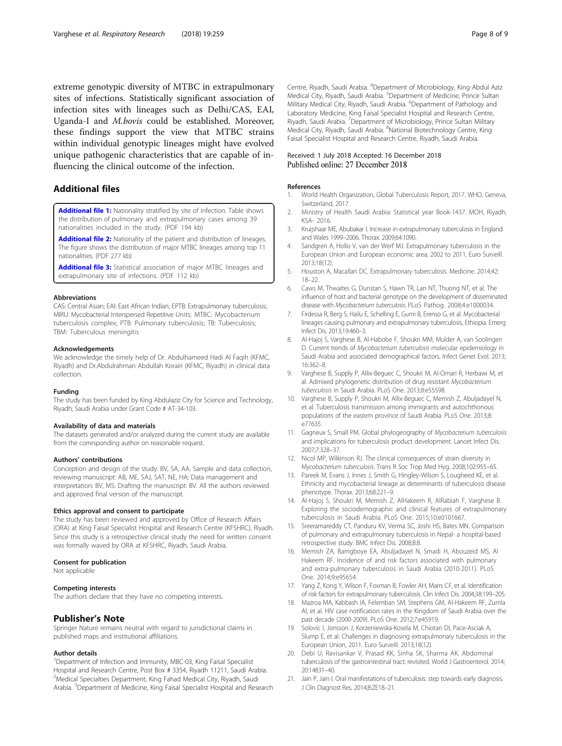extreme genotypic diversity of MTBC in extrapulmonary sites of infections. Statistically significant association of infection sites with lineages such as Delhi/CAS, EAI, Uganda-I and *M.bovis* could be established. Moreover, these findings support the view that MTBC strains within individual genotypic lineages might have evolved unique pathogenic characteristics that are capable of influencing the clinical outcome of the infection.

## Additional files

**Additional file 1:** Nationality stratified by site of infection. Table shows the distribution of pulmonary and extrapulmonary cases among 39 nationalities included in the study. (PDF 194 kb)

**Additional file 2:** Nationality of the patient and distribution of lineages. The figure shows the distribution of major MTBC lineages among top 11 nationalities. (PDF 277 kb)

**Additional file 3:** Statistical association of major MTBC lineages and extrapulmonary site of infections. (PDF 112 kb)

#### Abbreviations

CAS: Central Asian; EAI: East African Indian; EPTB: Extrapulmonary tuberculosis; MIRU: Mycobacterial Interspersed Repetitive Units; MTBC: Mycobacterium tuberculosis complex; PTB: Pulmonary tuberculosis; TB: Tuberculosis; TBM: Tuberculous meningitis

#### Acknowledgements

We acknowledge the timely help of Dr. Abdulhameed Hadi Al Faqih (KFMC, Riyadh) and Dr.Abdulrahman Abdullah Korairi (KFMC, Riyadh) in clinical data collection.

#### Funding

The study has been funded by King Abdulaziz City for Science and Technology, Riyadh, Saudi Arabia under Grant Code # AT-34-103.

#### Availability of data and materials

The datasets generated and/or analyzed during the current study are available from the corresponding author on reasonable request.

#### Authors' contributions

Conception and design of the study: BV, SA, AA. Sample and data collection, reviewing manuscript: AB, ME, SAJ, SAT, NE, HA; Data management and interpretation: BV, MS. Drafting the manuscript: BV. All the authors reviewed and approved final version of the manuscript.

#### Ethics approval and consent to participate

The study has been reviewed and approved by Office of Research Affairs (ORA) at King Faisal Specialist Hospital and Research Centre (KFSHRC), Riyadh. Since this study is a retrospective clinical study the need for written consent was formally waved by ORA at KFSHRC, Riyadh, Saudi Arabia.

#### Consent for publication

Not applicable

#### Competing interests

The authors declare that they have no competing interests.

## Publisher's Note

Springer Nature remains neutral with regard to jurisdictional claims in published maps and institutional affiliations.

#### Author details

[1]Department of Infection and Immunity, MBC-03, King Faisal Specialist Hospital and Research Centre, Post Box # 3354, Riyadh 11211, Saudi Arabia. [2]Medical Specialties Department, King Fahad Medical City, Riyadh, Saudi Arabia. [3]Department of Medicine, King Faisal Specialist Hospital and Research Centre, Riyadh, Saudi Arabia. [4]Department of Microbiology, King Abdul Aziz Medical City, Riyadh, Saudi Arabia. [5]Department of Medicine, Prince Sultan Military Medical City, Riyadh, Saudi Arabia. [6]Department of Pathology and Laboratory Medicine, King Faisal Specialist Hospital and Research Centre, Riyadh, Saudi Arabia. [7]Department of Microbiology, Prince Sultan Military Medical City, Riyadh, Saudi Arabia. [8]National Biotechnology Centre, King Faisal Specialist Hospital and Research Centre, Riyadh, Saudi Arabia.

Received: 1 July 2018 Accepted: 16 December 2018
Published online: 27 December 2018

#### References

1. World Health Organization, Global Tuberculosis Report, 2017. WHO, Geneva, Switzerland, 2017.
2. Ministry of Health Saudi Arabia: Statistical year Book-1437. MOH, Riyadh, KSA- 2016.
3. Kruijshaar ME, Abubakar I. Increase in extrapulmonary tuberculosis in England and Wales 1999–2006. Thorax. 2009;64:1090.
4. Sandgren A, Hollo V, van der Werf MJ. Extrapulmonary tuberculosis in the European Union and European economic area, 2002 to 2011. Euro Surveill. 2013;18(12).
5. Houston A, Macallan DC. Extrapulmonary tuberculosis. Medicine. 2014;42: 18–22.
6. Caws M, Thwaites G, Dunstan S, Hawn TR, Lan NT, Thuong NT, et al. The influence of host and bacterial genotype on the development of disseminated disease with *Mycobacterium tuberculosis*. PLoS Pathog. 2008;4:e1000034.
7. Firdessa R, Berg S, Hailu E, Schelling E, Gumi B, Erenso G, et al. Mycobacterial lineages causing pulmonary and extrapulmonary tuberculosis, Ethiopia. Emerg Infect Dis. 2013;19:460–3.
8. Al-Hajoj S, Varghese B, Al-Habobe F, Shoukri MM, Mulder A, van Soolingen D. Current trends of *Mycobacterium tuberculosis* molecular epidemiology in Saudi Arabia and associated demographical factors. Infect Genet Evol. 2013; 16:362–8.
9. Varghese B, Supply P, Allix-Beguec C, Shoukri M, Al-Omari R, Herbawi M, et al. Admixed phylogenetic distribution of drug resistant *Mycobacterium tuberculosis* in Saudi Arabia. PLoS One. 2013;8:e55598.
10. Varghese B, Supply P, Shoukri M, Allix-Beguec C, Memish Z, Abuljadayel N, et al. Tuberculosis transmission among immigrants and autochthonous populations of the eastern province of Saudi Arabia. PLoS One. 2013;8: e77635.
11. Gagneux S, Small PM. Global phylogeography of *Mycobacterium tuberculosis* and implications for tuberculosis product development. Lancet Infect Dis. 2007;7:328–37.
12. Nicol MP, Wilkinson RJ. The clinical consequences of strain diversity in *Mycobacterium tuberculosis*. Trans R Soc Trop Med Hyg. 2008;102:955–65.
13. Pareek M, Evans J, Innes J, Smith G, Hingley-Wilson S, Lougheed KE, et al. Ethnicity and mycobacterial lineage as determinants of tuberculosis disease phenotype. Thorax. 2013;68:221–9.
14. Al-Hajoj S, Shoukri M, Memish Z, AlHakeem R, AlRabiah F, Varghese B. Exploring the sociodemographic and clinical features of extrapulmonary tuberculosis in Saudi Arabia. PLoS One. 2015;10:e0101667.
15. Sreeramareddy CT, Panduru KV, Verma SC, Joshi HS, Bates MN. Comparison of pulmonary and extrapulmonary tuberculosis in Nepal- a hospital-based retrospective study. BMC Infect Dis. 2008;8:8.
16. Memish ZA, Bamgboye EA, Abuljadayel N, Smadi H, Abouzeid MS, Al Hakeem RF. Incidence of and risk factors associated with pulmonary and extra-pulmonary tuberculosis in Saudi Arabia (2010-2011). PLoS One. 2014;9:e95654.
17. Yang Z, Kong Y, Wilson F, Foxman B, Fowler AH, Marrs CF, et al. Identification of risk factors for extrapulmonary tuberculosis. Clin Infect Dis. 2004;38:199–205.
18. Mazroa MA, Kabbash IA, Felemban SM, Stephens GM, Al-Hakeem RF, Zumla AI, et al. HIV case notification rates in the Kingdom of Saudi Arabia over the past decade (2000-2009). PLoS One. 2012;7:e45919.
19. Solovic I, Jonsson J, Korzeniewska-Kosela M, Chiotan DI, Pace-Asciak A, Slump E, et al. Challenges in diagnosing extrapulmonary tuberculosis in the European Union, 2011. Euro Surveill. 2013;18(12).
20. Debi U, Ravisankar V, Prasad KK, Sinha SK, Sharma AK. Abdominal tuberculosis of the gastrointestinal tract: revisited. World J Gastroenterol. 2014; 20:14831–40.
21. Jain P, Jain I. Oral manifestations of tuberculosis: step towards early diagnosis. J Clin Diagnost Res. 2014;8:ZE18–21.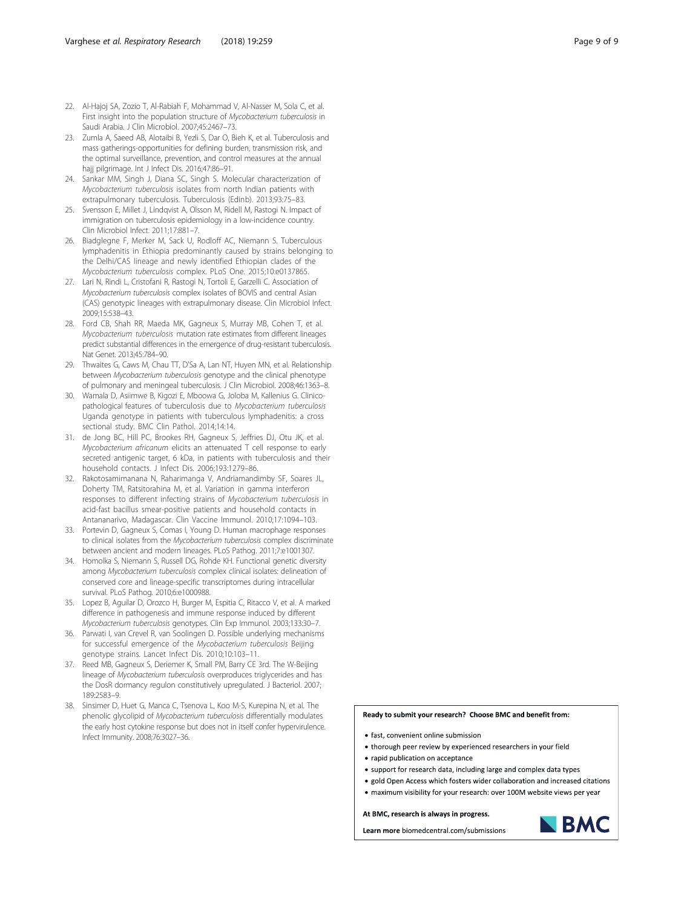22. Al-Hajoj SA, Zozio T, Al-Rabiah F, Mohammad V, Al-Nasser M, Sola C, et al. First insight into the population structure of *Mycobacterium tuberculosis* in Saudi Arabia. J Clin Microbiol. 2007;45:2467–73.
23. Zumla A, Saeed AB, Alotaibi B, Yezli S, Dar O, Bieh K, et al. Tuberculosis and mass gatherings-opportunities for defining burden, transmission risk, and the optimal surveillance, prevention, and control measures at the annual hajj pilgrimage. Int J Infect Dis. 2016;47:86–91.
24. Sankar MM, Singh J, Diana SC, Singh S. Molecular characterization of *Mycobacterium tuberculosis* isolates from north Indian patients with extrapulmonary tuberculosis. Tuberculosis (Edinb). 2013;93:75–83.
25. Svensson E, Millet J, Lindqvist A, Olsson M, Ridell M, Rastogi N. Impact of immigration on tuberculosis epidemiology in a low-incidence country. Clin Microbiol Infect. 2011;17:881–7.
26. Biadglegne F, Merker M, Sack U, Rodloff AC, Niemann S. Tuberculous lymphadenitis in Ethiopia predominantly caused by strains belonging to the Delhi/CAS lineage and newly identified Ethiopian clades of the *Mycobacterium tuberculosis* complex. PLoS One. 2015;10:e0137865.
27. Lari N, Rindi L, Cristofani R, Rastogi N, Tortoli E, Garzelli C. Association of *Mycobacterium tuberculosis* complex isolates of BOVIS and central Asian (CAS) genotypic lineages with extrapulmonary disease. Clin Microbiol Infect. 2009;15:538–43.
28. Ford CB, Shah RR, Maeda MK, Gagneux S, Murray MB, Cohen T, et al. *Mycobacterium tuberculosis* mutation rate estimates from different lineages predict substantial differences in the emergence of drug-resistant tuberculosis. Nat Genet. 2013;45:784–90.
29. Thwaites G, Caws M, Chau TT, D'Sa A, Lan NT, Huyen MN, et al. Relationship between *Mycobacterium tuberculosis* genotype and the clinical phenotype of pulmonary and meningeal tuberculosis. J Clin Microbiol. 2008;46:1363–8.
30. Wamala D, Asiimwe B, Kigozi E, Mboowa G, Joloba M, Kallenius G. Clinico-pathological features of tuberculosis due to *Mycobacterium tuberculosis* Uganda genotype in patients with tuberculous lymphadenitis: a cross sectional study. BMC Clin Pathol. 2014;14:14.
31. de Jong BC, Hill PC, Brookes RH, Gagneux S, Jeffries DJ, Otu JK, et al. *Mycobacterium africanum* elicits an attenuated T cell response to early secreted antigenic target, 6 kDa, in patients with tuberculosis and their household contacts. J Infect Dis. 2006;193:1279–86.
32. Rakotosamimanana N, Raharimanga V, Andriamandimby SF, Soares JL, Doherty TM, Ratsitorahina M, et al. Variation in gamma interferon responses to different infecting strains of *Mycobacterium tuberculosis* in acid-fast bacillus smear-positive patients and household contacts in Antananarivo, Madagascar. Clin Vaccine Immunol. 2010;17:1094–103.
33. Portevin D, Gagneux S, Comas I, Young D. Human macrophage responses to clinical isolates from the *Mycobacterium tuberculosis* complex discriminate between ancient and modern lineages. PLoS Pathog. 2011;7:e1001307.
34. Homolka S, Niemann S, Russell DG, Rohde KH. Functional genetic diversity among *Mycobacterium tuberculosis* complex clinical isolates: delineation of conserved core and lineage-specific transcriptomes during intracellular survival. PLoS Pathog. 2010;6:e1000988.
35. Lopez B, Aguilar D, Orozco H, Burger M, Espitia C, Ritacco V, et al. A marked difference in pathogenesis and immune response induced by different *Mycobacterium tuberculosis* genotypes. Clin Exp Immunol. 2003;133:30–7.
36. Parwati I, van Crevel R, van Soolingen D. Possible underlying mechanisms for successful emergence of the *Mycobacterium tuberculosis* Beijing genotype strains. Lancet Infect Dis. 2010;10:103–11.
37. Reed MB, Gagneux S, Deriemer K, Small PM, Barry CE 3rd. The W-Beijing lineage of *Mycobacterium tuberculosis* overproduces triglycerides and has the DosR dormancy regulon constitutively upregulated. J Bacteriol. 2007;189:2583–9.
38. Sinsimer D, Huet G, Manca C, Tsenova L, Koo M-S, Kurepina N, et al. The phenolic glycolipid of *Mycobacterium tuberculosis* differentially modulates the early host cytokine response but does not in itself confer hypervirulence. Infect Immunity. 2008;76:3027–36.

**Ready to submit your research? Choose BMC and benefit from:**

- fast, convenient online submission
- thorough peer review by experienced researchers in your field
- rapid publication on acceptance
- support for research data, including large and complex data types
- gold Open Access which fosters wider collaboration and increased citations
- maximum visibility for your research: over 100M website views per year

**At BMC, research is always in progress.**

**Learn more** biomedcentral.com/submissions

BMC